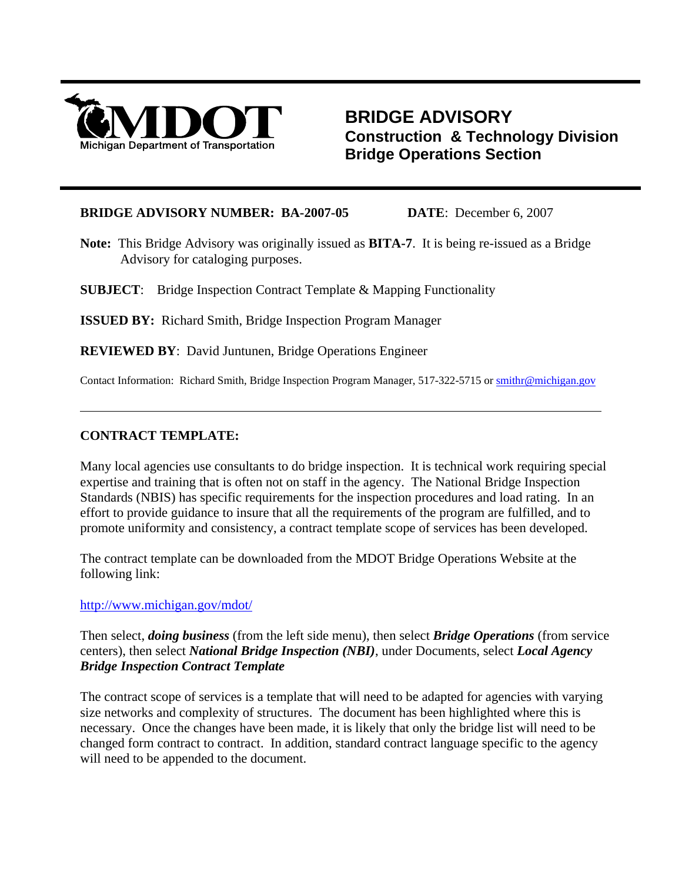MDOT
Michigan Department of Transportation

# BRIDGE ADVISORY
## Construction & Technology Division
## Bridge Operations Section

**BRIDGE ADVISORY NUMBER: BA-2007-05** **DATE**: December 6, 2007

**Note:** This Bridge Advisory was originally issued as **BITA-7**. It is being re-issued as a Bridge Advisory for cataloging purposes.

**SUBJECT**: Bridge Inspection Contract Template & Mapping Functionality

**ISSUED BY:** Richard Smith, Bridge Inspection Program Manager

**REVIEWED BY**: David Juntunen, Bridge Operations Engineer

Contact Information: Richard Smith, Bridge Inspection Program Manager, 517-322-5715 or smithr@michigan.gov

---

### CONTRACT TEMPLATE:

Many local agencies use consultants to do bridge inspection. It is technical work requiring special expertise and training that is often not on staff in the agency. The National Bridge Inspection Standards (NBIS) has specific requirements for the inspection procedures and load rating. In an effort to provide guidance to insure that all the requirements of the program are fulfilled, and to promote uniformity and consistency, a contract template scope of services has been developed.

The contract template can be downloaded from the MDOT Bridge Operations Website at the following link:

http://www.michigan.gov/mdot/

Then select, ***doing business*** (from the left side menu), then select ***Bridge Operations*** (from service centers), then select ***National Bridge Inspection (NBI)***, under Documents, select ***Local Agency Bridge Inspection Contract Template***

The contract scope of services is a template that will need to be adapted for agencies with varying size networks and complexity of structures. The document has been highlighted where this is necessary. Once the changes have been made, it is likely that only the bridge list will need to be changed form contract to contract. In addition, standard contract language specific to the agency will need to be appended to the document.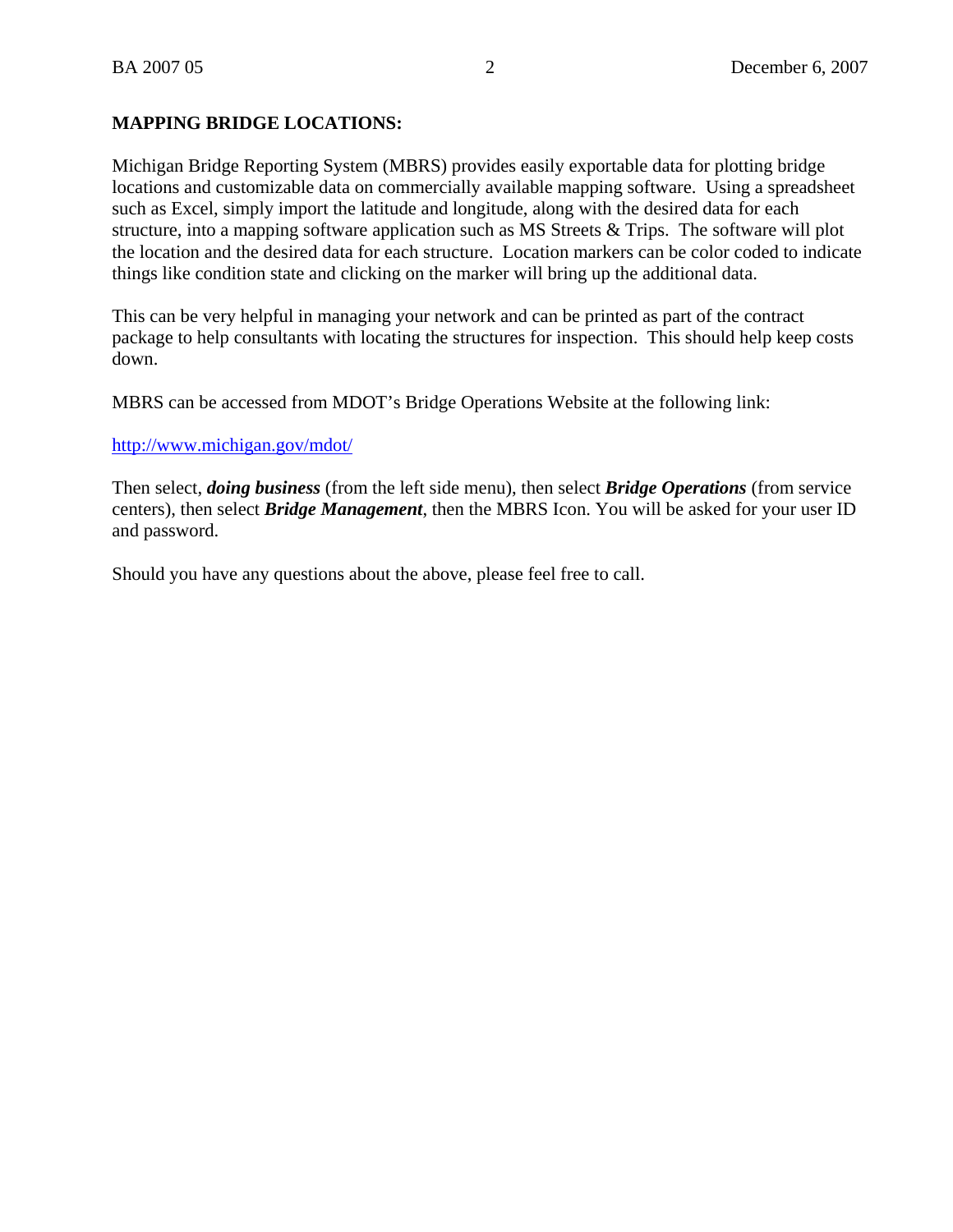**MAPPING BRIDGE LOCATIONS:**

Michigan Bridge Reporting System (MBRS) provides easily exportable data for plotting bridge locations and customizable data on commercially available mapping software. Using a spreadsheet such as Excel, simply import the latitude and longitude, along with the desired data for each structure, into a mapping software application such as MS Streets & Trips. The software will plot the location and the desired data for each structure. Location markers can be color coded to indicate things like condition state and clicking on the marker will bring up the additional data.

This can be very helpful in managing your network and can be printed as part of the contract package to help consultants with locating the structures for inspection. This should help keep costs down.

MBRS can be accessed from MDOT's Bridge Operations Website at the following link:

http://www.michigan.gov/mdot/

Then select, ***doing business*** (from the left side menu), then select ***Bridge Operations*** (from service centers), then select ***Bridge Management***, then the MBRS Icon. You will be asked for your user ID and password.

Should you have any questions about the above, please feel free to call.